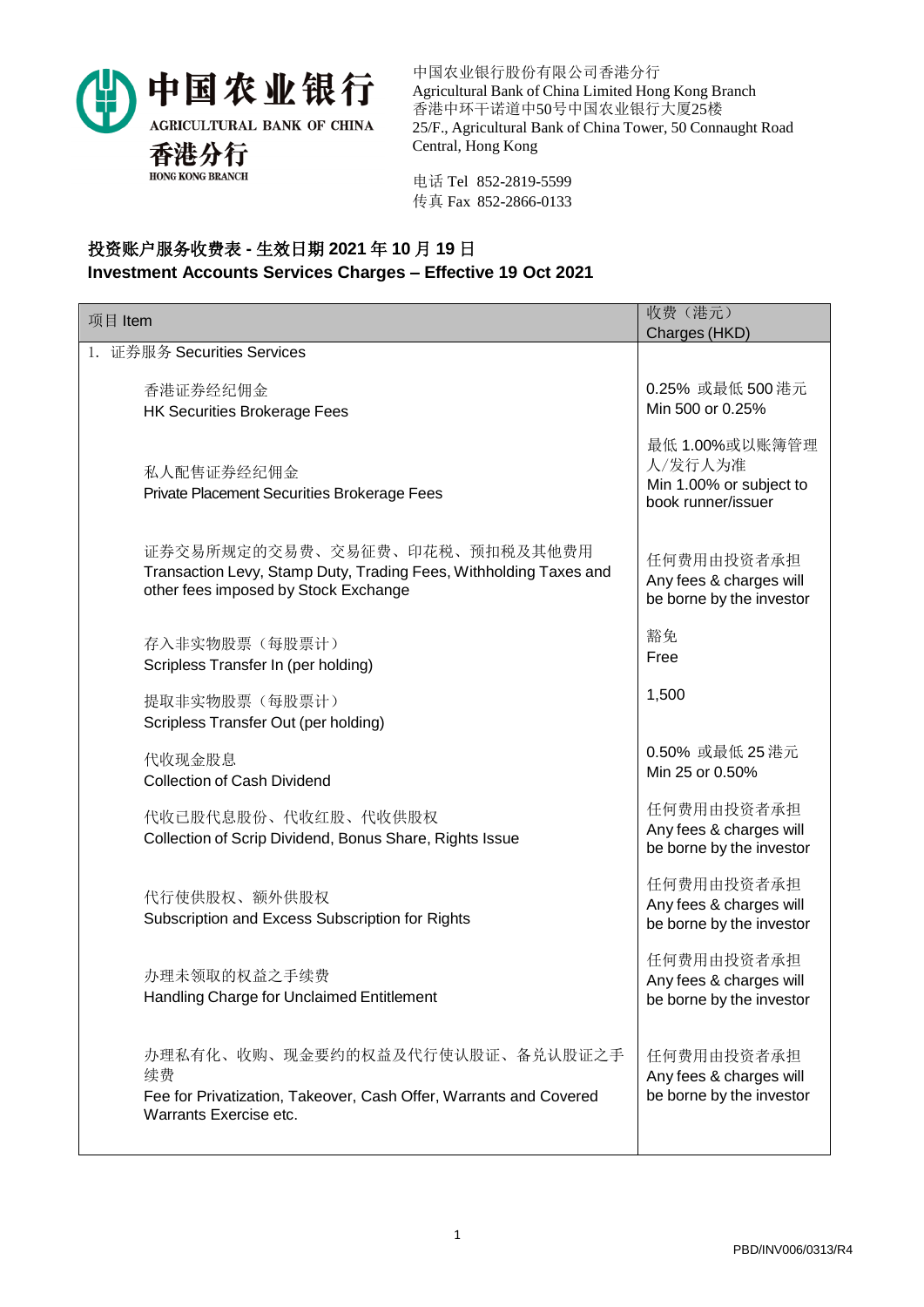中国农业银行 AGRICULTURAL BANK OF CHINA 香港分行 HONG KONG BRANCH

中国农业银行股份有限公司香港分行
Agricultural Bank of China Limited Hong Kong Branch
香港中环干诺道中50号中国农业银行大厦25楼
25/F., Agricultural Bank of China Tower, 50 Connaught Road Central, Hong Kong

电话 Tel 852-2819-5599
传真 Fax 852-2866-0133

## 投资账户服务收费表 - 生效日期 2021 年 10 月 19 日
## Investment Accounts Services Charges – Effective 19 Oct 2021

| 项目 Item | 收费（港元）<br>Charges (HKD) |
| --- | --- |
| 1. 证券服务 Securities Services | |
| 香港证券经纪佣金<br>HK Securities Brokerage Fees | 0.25% 或最低 500 港元<br>Min 500 or 0.25% |
| 私人配售证券经纪佣金<br>Private Placement Securities Brokerage Fees | 最低 1.00%或以账簿管理人/发行人为准<br>Min 1.00% or subject to book runner/issuer |
| 证券交易所规定的交易费、交易征费、印花税、预扣税及其他费用<br>Transaction Levy, Stamp Duty, Trading Fees, Withholding Taxes and other fees imposed by Stock Exchange | 任何费用由投资者承担<br>Any fees & charges will be borne by the investor |
| 存入非实物股票（每股票计）<br>Scripless Transfer In (per holding) | 豁免<br>Free |
| 提取非实物股票（每股票计）<br>Scripless Transfer Out (per holding) | 1,500 |
| 代收现金股息<br>Collection of Cash Dividend | 0.50% 或最低 25 港元<br>Min 25 or 0.50% |
| 代收已股代息股份、代收红股、代收供股权<br>Collection of Scrip Dividend, Bonus Share, Rights Issue | 任何费用由投资者承担<br>Any fees & charges will be borne by the investor |
| 代行使供股权、额外供股权<br>Subscription and Excess Subscription for Rights | 任何费用由投资者承担<br>Any fees & charges will be borne by the investor |
| 办理未领取的权益之手续费<br>Handling Charge for Unclaimed Entitlement | 任何费用由投资者承担<br>Any fees & charges will be borne by the investor |
| 办理私有化、收购、现金要约的权益及代行使认股证、备兑认股证之手续费<br>Fee for Privatization, Takeover, Cash Offer, Warrants and Covered Warrants Exercise etc. | 任何费用由投资者承担<br>Any fees & charges will be borne by the investor |

PBD/INV006/0313/R4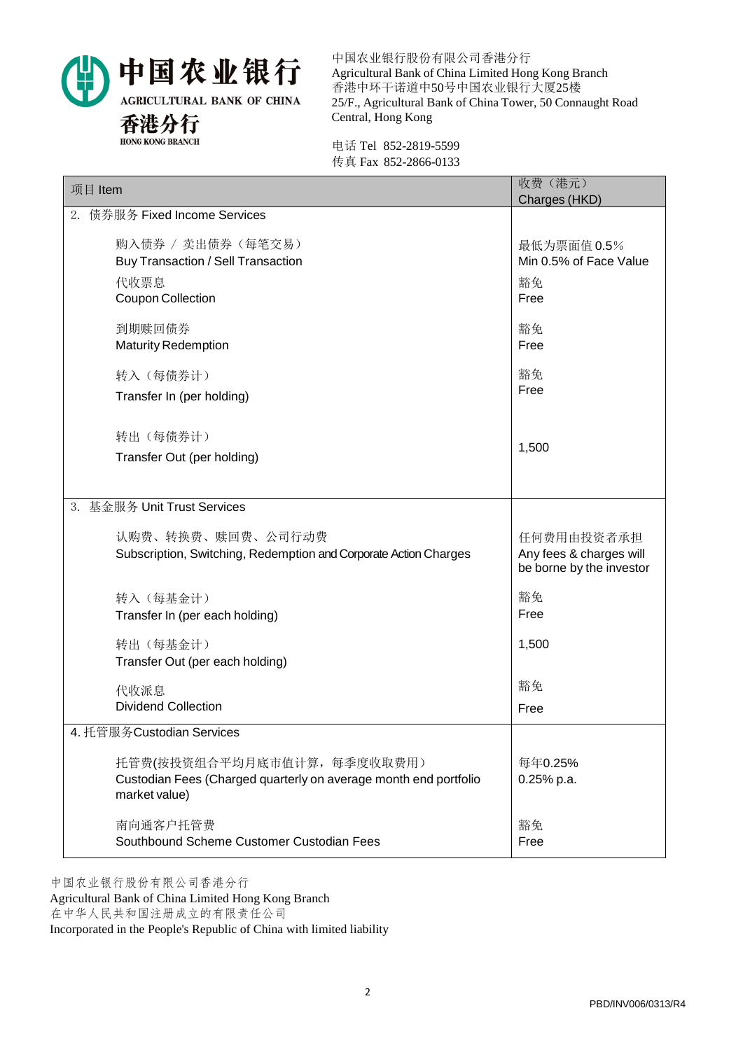中国农业银行
AGRICULTURAL BANK OF CHINA
香港分行
HONG KONG BRANCH

中国农业银行股份有限公司香港分行
Agricultural Bank of China Limited Hong Kong Branch
香港中环干诺道中50号中国农业银行大厦25楼
25/F., Agricultural Bank of China Tower, 50 Connaught Road Central, Hong Kong

电话 Tel 852-2819-5599
传真 Fax 852-2866-0133

| 项目 Item | 收费（港元） Charges (HKD) |
|---|---|
| 2. 债券服务 Fixed Income Services | |
| 购入债券 / 卖出债券（每笔交易） Buy Transaction / Sell Transaction | 最低为票面值 0.5% Min 0.5% of Face Value |
| 代收票息 Coupon Collection | 豁免 Free |
| 到期赎回债券 Maturity Redemption | 豁免 Free |
| 转入（每债券计） Transfer In (per holding) | 豁免 Free |
| 转出（每债券计） Transfer Out (per holding) | 1,500 |
| 3. 基金服务 Unit Trust Services | |
| 认购费、转换费、赎回费、公司行动费 Subscription, Switching, Redemption and Corporate Action Charges | 任何费用由投资者承担 Any fees & charges will be borne by the investor |
| 转入（每基金计） Transfer In (per each holding) | 豁免 Free |
| 转出（每基金计） Transfer Out (per each holding) | 1,500 |
| 代收派息 Dividend Collection | 豁免 Free |
| 4. 托管服务 Custodian Services | |
| 托管费(按投资组合平均月底市值计算，每季度收取费用） Custodian Fees (Charged quarterly on average month end portfolio market value) | 每年0.25% 0.25% p.a. |
| 南向通客户托管费 Southbound Scheme Customer Custodian Fees | 豁免 Free |

中国农业银行股份有限公司香港分行
Agricultural Bank of China Limited Hong Kong Branch
在中华人民共和国注册成立的有限责任公司
Incorporated in the People's Republic of China with limited liability

PBD/INV006/0313/R4